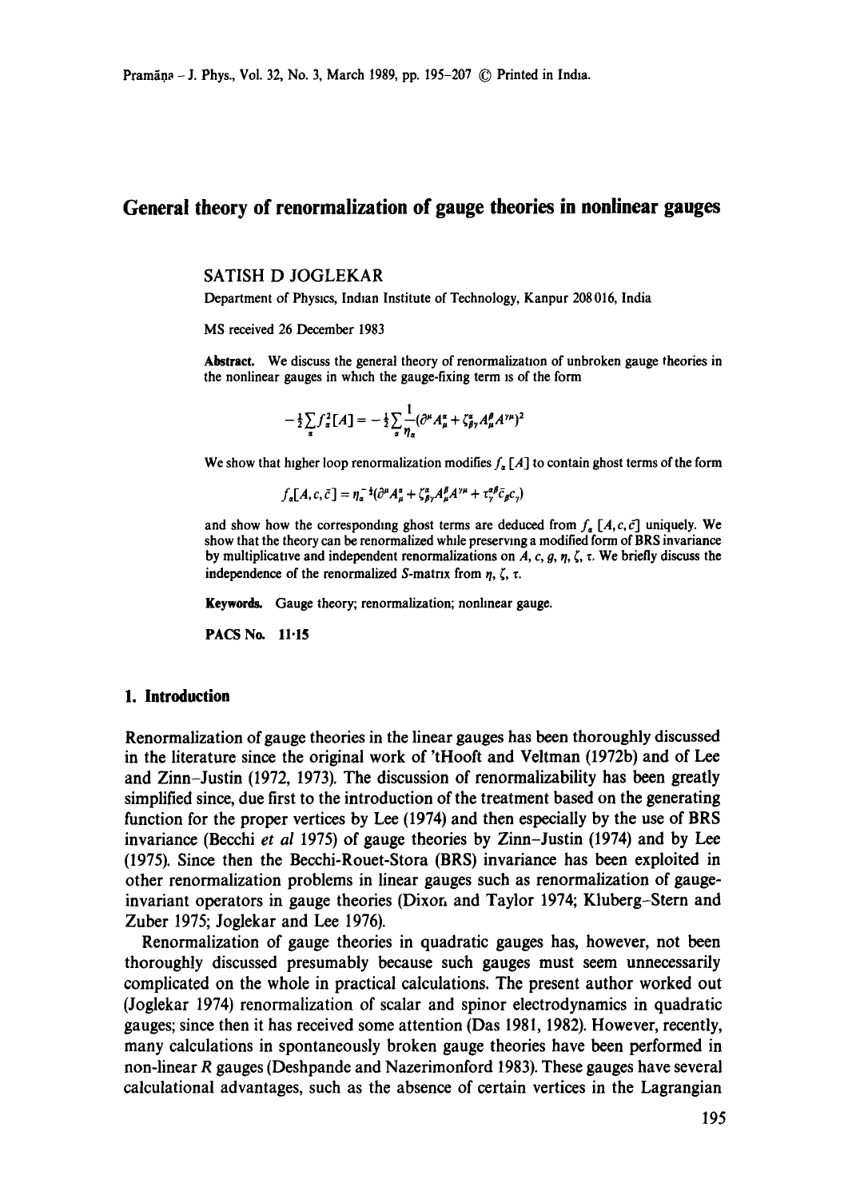# General theory of renormalization of gauge theories in nonlinear gauges

SATISH D JOGLEKAR

Department of Physics, Indian Institute of Technology, Kanpur 208 016, India

MS received 26 December 1983

**Abstract.** We discuss the general theory of renormalization of unbroken gauge theories in the nonlinear gauges in which the gauge-fixing term is of the form

$$-\tfrac{1}{2}\sum_{\alpha} f_{\alpha}^{2}[A] = -\tfrac{1}{2}\sum_{\alpha} \frac{1}{\eta_{\alpha}} (\partial^{\mu} A_{\mu}^{\alpha} + \zeta_{\beta\gamma}^{\alpha} A_{\mu}^{\beta} A^{\gamma\mu})^{2}$$

We show that higher loop renormalization modifies $f_{\alpha}[A]$ to contain ghost terms of the form

$$f_{\alpha}[A, c, \bar{c}] = \eta_{\alpha}^{-\frac{1}{2}} (\partial^{\mu} A_{\mu}^{\alpha} + \zeta_{\beta\gamma}^{\alpha} A_{\mu}^{\beta} A^{\gamma\mu} + \tau_{\gamma}^{\alpha\beta} \bar{c}_{\beta} c_{\gamma})$$

and show how the corresponding ghost terms are deduced from $f_{\alpha}[A, c, \bar{c}]$ uniquely. We show that the theory can be renormalized while preserving a modified form of BRS invariance by multiplicative and independent renormalizations on $A$, $c$, $g$, $\eta$, $\zeta$, $\tau$. We briefly discuss the independence of the renormalized $S$-matrix from $\eta$, $\zeta$, $\tau$.

**Keywords.** Gauge theory; renormalization; nonlinear gauge.

**PACS No.** 11·15

## 1. Introduction

Renormalization of gauge theories in the linear gauges has been thoroughly discussed in the literature since the original work of 'tHooft and Veltman (1972b) and of Lee and Zinn-Justin (1972, 1973). The discussion of renormalizability has been greatly simplified since, due first to the introduction of the treatment based on the generating function for the proper vertices by Lee (1974) and then especially by the use of BRS invariance (Becchi *et al* 1975) of gauge theories by Zinn-Justin (1974) and by Lee (1975). Since then the Becchi-Rouet-Stora (BRS) invariance has been exploited in other renormalization problems in linear gauges such as renormalization of gauge-invariant operators in gauge theories (Dixon and Taylor 1974; Kluberg-Stern and Zuber 1975; Joglekar and Lee 1976).

Renormalization of gauge theories in quadratic gauges has, however, not been thoroughly discussed presumably because such gauges must seem unnecessarily complicated on the whole in practical calculations. The present author worked out (Joglekar 1974) renormalization of scalar and spinor electrodynamics in quadratic gauges; since then it has received some attention (Das 1981, 1982). However, recently, many calculations in spontaneously broken gauge theories have been performed in non-linear $R$ gauges (Deshpande and Nazerimonford 1983). These gauges have several calculational advantages, such as the absence of certain vertices in the Lagrangian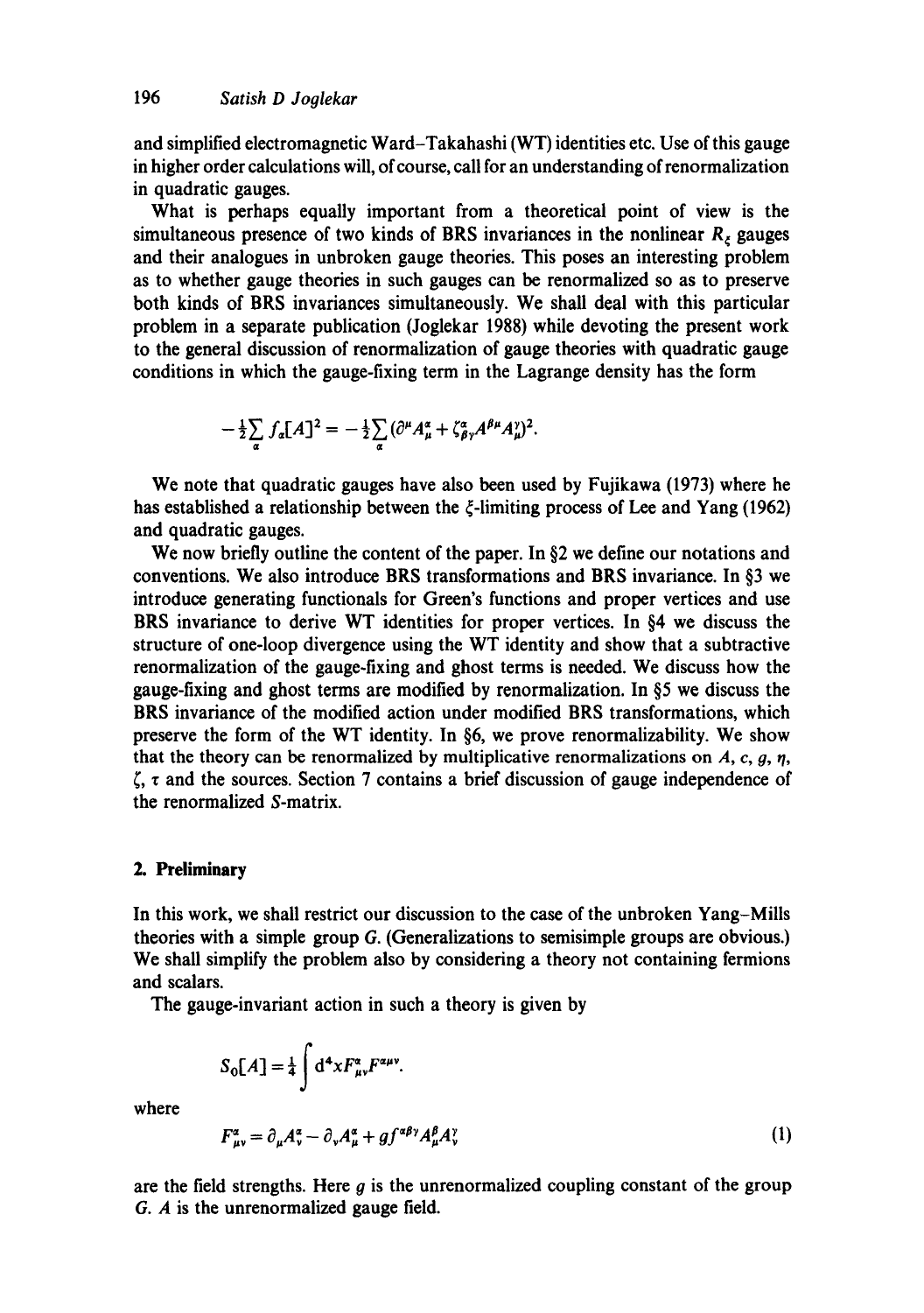and simplified electromagnetic Ward–Takahashi (WT) identities etc. Use of this gauge in higher order calculations will, of course, call for an understanding of renormalization in quadratic gauges.

What is perhaps equally important from a theoretical point of view is the simultaneous presence of two kinds of BRS invariances in the nonlinear $R_\xi$ gauges and their analogues in unbroken gauge theories. This poses an interesting problem as to whether gauge theories in such gauges can be renormalized so as to preserve both kinds of BRS invariances simultaneously. We shall deal with this particular problem in a separate publication (Joglekar 1988) while devoting the present work to the general discussion of renormalization of gauge theories with quadratic gauge conditions in which the gauge-fixing term in the Lagrange density has the form

$$-\tfrac{1}{2}\sum_\alpha f_\alpha[A]^2 = -\tfrac{1}{2}\sum_\alpha (\partial^\mu A^\alpha_\mu + \zeta^\alpha_{\beta\gamma} A^{\beta\mu} A^\gamma_\mu)^2.$$

We note that quadratic gauges have also been used by Fujikawa (1973) where he has established a relationship between the $\xi$-limiting process of Lee and Yang (1962) and quadratic gauges.

We now briefly outline the content of the paper. In §2 we define our notations and conventions. We also introduce BRS transformations and BRS invariance. In §3 we introduce generating functionals for Green's functions and proper vertices and use BRS invariance to derive WT identities for proper vertices. In §4 we discuss the structure of one-loop divergence using the WT identity and show that a subtractive renormalization of the gauge-fixing and ghost terms is needed. We discuss how the gauge-fixing and ghost terms are modified by renormalization. In §5 we discuss the BRS invariance of the modified action under modified BRS transformations, which preserve the form of the WT identity. In §6, we prove renormalizability. We show that the theory can be renormalized by multiplicative renormalizations on $A$, $c$, $g$, $\eta$, $\zeta$, $\tau$ and the sources. Section 7 contains a brief discussion of gauge independence of the renormalized $S$-matrix.

## 2. Preliminary

In this work, we shall restrict our discussion to the case of the unbroken Yang–Mills theories with a simple group $G$. (Generalizations to semisimple groups are obvious.) We shall simplify the problem also by considering a theory not containing fermions and scalars.

The gauge-invariant action in such a theory is given by

$$S_0[A] = \tfrac{1}{4}\int \mathrm{d}^4x F^\alpha_{\mu\nu} F^{\alpha\mu\nu}.$$

where

$$F^\alpha_{\mu\nu} = \partial_\mu A^\alpha_\nu - \partial_\nu A^\alpha_\mu + g f^{\alpha\beta\gamma} A^\beta_\mu A^\gamma_\nu \tag{1}$$

are the field strengths. Here $g$ is the unrenormalized coupling constant of the group $G$. $A$ is the unrenormalized gauge field.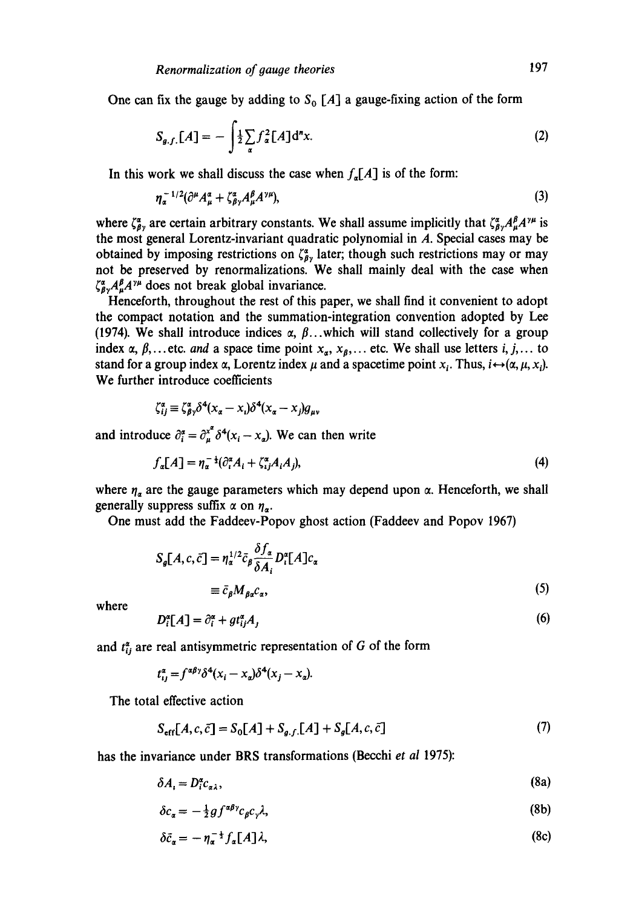One can fix the gauge by adding to $S_0[A]$ a gauge-fixing action of the form

$$S_{g.f.}[A] = -\int \tfrac{1}{2}\sum_{\alpha} f_\alpha^2[A]\,\mathrm{d}^n x. \tag{2}$$

In this work we shall discuss the case when $f_\alpha[A]$ is of the form:

$$\eta_\alpha^{-1/2}(\partial^\mu A_\mu^\alpha + \zeta^\alpha_{\beta\gamma}A^\beta_\mu A^{\gamma\mu}), \tag{3}$$

where $\zeta^\alpha_{\beta\gamma}$ are certain arbitrary constants. We shall assume implicitly that $\zeta^\alpha_{\beta\gamma}A^\beta_\mu A^{\gamma\mu}$ is the most general Lorentz-invariant quadratic polynomial in $A$. Special cases may be obtained by imposing restrictions on $\zeta^\alpha_{\beta\gamma}$ later; though such restrictions may or may not be preserved by renormalizations. We shall mainly deal with the case when $\zeta^\alpha_{\beta\gamma}A^\beta_\mu A^{\gamma\mu}$ does not break global invariance.

Henceforth, throughout the rest of this paper, we shall find it convenient to adopt the compact notation and the summation-integration convention adopted by Lee (1974). We shall introduce indices $\alpha, \beta\ldots$ which will stand collectively for a group index $\alpha, \beta, \ldots$ etc. *and* a space time point $x_\alpha, x_\beta, \ldots$ etc. We shall use letters $i, j, \ldots$ to stand for a group index $\alpha$, Lorentz index $\mu$ and a spacetime point $x_i$. Thus, $i \leftrightarrow (\alpha, \mu, x_i)$. We further introduce coefficients

$$\zeta^\alpha_{ij} \equiv \zeta^\alpha_{\beta\gamma}\delta^4(x_\alpha - x_i)\delta^4(x_\alpha - x_j)g_{\mu\nu}$$

and introduce $\partial^\alpha_i = \partial^{x^\alpha}_\mu \delta^4(x_i - x_\alpha)$. We can then write

$$f_\alpha[A] = \eta_\alpha^{-\frac{1}{2}}(\partial^\alpha_i A_i + \zeta^\alpha_{ij}A_iA_j), \tag{4}$$

where $\eta_\alpha$ are the gauge parameters which may depend upon $\alpha$. Henceforth, we shall generally suppress suffix $\alpha$ on $\eta_\alpha$.

One must add the Faddeev-Popov ghost action (Faddeev and Popov 1967)

$$S_g[A, c, \bar{c}] = \eta_\alpha^{1/2}\bar{c}_\beta \frac{\delta f_\alpha}{\delta A_i} D^\alpha_i[A]c_\alpha$$

$$\equiv \bar{c}_\beta M_{\beta\alpha}c_\alpha, \tag{5}$$

where

$$D^\alpha_i[A] = \partial^\alpha_i + g t^\alpha_{ij}A_j \tag{6}$$

and $t^\alpha_{ij}$ are real antisymmetric representation of $G$ of the form

$$t^\alpha_{ij} = f^{\alpha\beta\gamma}\delta^4(x_i - x_\alpha)\delta^4(x_j - x_\alpha).$$

The total effective action

$$S_{\text{eff}}[A, c, \bar{c}] = S_0[A] + S_{g.f.}[A] + S_g[A, c, \bar{c}] \tag{7}$$

has the invariance under BRS transformations (Becchi *et al* 1975):

$$\delta A_i = D^\alpha_i c_{\alpha\lambda}, \tag{8a}$$

$$\delta c_\alpha = -\tfrac{1}{2}g f^{\alpha\beta\gamma}c_\beta c_\gamma \lambda, \tag{8b}$$

$$\delta \bar{c}_\alpha = -\eta_\alpha^{-\frac{1}{2}} f_\alpha[A]\lambda, \tag{8c}$$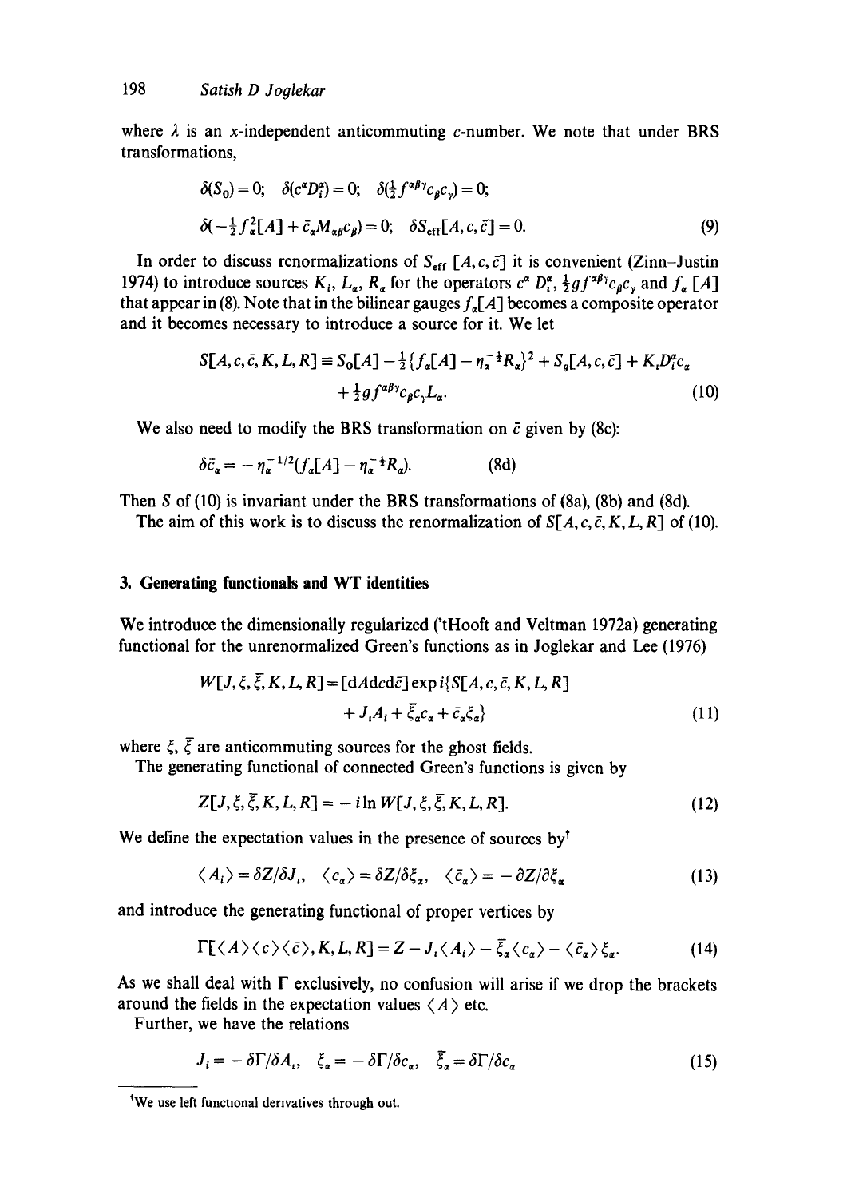where $\lambda$ is an $x$-independent anticommuting $c$-number. We note that under BRS transformations,

$$\delta(S_0) = 0; \quad \delta(c^\alpha D_i^\alpha) = 0; \quad \delta(\tfrac{1}{2} f^{\alpha\beta\gamma} c_\beta c_\gamma) = 0;$$

$$\delta(-\tfrac{1}{2} f_\alpha^2[A] + \bar{c}_\alpha M_{\alpha\beta} c_\beta) = 0; \quad \delta S_{\text{eff}}[A, c, \bar{c}] = 0. \tag{9}$$

In order to discuss renormalizations of $S_{\text{eff}}\,[A, c, \bar{c}]$ it is convenient (Zinn–Justin 1974) to introduce sources $K_i$, $L_\alpha$, $R_\alpha$ for the operators $c^\alpha\, D_i^\alpha$, $\tfrac{1}{2} g f^{\alpha\beta\gamma} c_\beta c_\gamma$ and $f_\alpha\,[A]$ that appear in (8). Note that in the bilinear gauges $f_\alpha[A]$ becomes a composite operator and it becomes necessary to introduce a source for it. We let

$$S[A, c, \bar{c}, K, L, R] \equiv S_0[A] - \tfrac{1}{2}\{f_\alpha[A] - \eta_\alpha^{-\frac{1}{2}} R_\alpha\}^2 + S_g[A, c, \bar{c}] + K_i D_i^\alpha c_\alpha + \tfrac{1}{2} g f^{\alpha\beta\gamma} c_\beta c_\gamma L_\alpha. \tag{10}$$

We also need to modify the BRS transformation on $\bar{c}$ given by (8c):

$$\delta \bar{c}_\alpha = -\eta_\alpha^{-1/2}(f_\alpha[A] - \eta_\alpha^{-\frac{1}{2}} R_\alpha). \tag{8d}$$

Then $S$ of (10) is invariant under the BRS transformations of (8a), (8b) and (8d).

The aim of this work is to discuss the renormalization of $S[A, c, \bar{c}, K, L, R]$ of (10).

## 3. Generating functionals and WT identities

We introduce the dimensionally regularized ('tHooft and Veltman 1972a) generating functional for the unrenormalized Green's functions as in Joglekar and Lee (1976)

$$W[J, \xi, \bar{\xi}, K, L, R] = [\mathrm{d}A\mathrm{d}c\mathrm{d}\bar{c}] \exp i\{S[A, c, \bar{c}, K, L, R] + J_i A_i + \bar{\xi}_\alpha c_\alpha + \bar{c}_\alpha \xi_\alpha\} \tag{11}$$

where $\xi$, $\bar{\xi}$ are anticommuting sources for the ghost fields.

The generating functional of connected Green's functions is given by

$$Z[J, \xi, \bar{\xi}, K, L, R] = -i \ln W[J, \xi, \bar{\xi}, K, L, R]. \tag{12}$$

We define the expectation values in the presence of sources by[†]

$$\langle A_i \rangle = \delta Z / \delta J_i, \quad \langle c_\alpha \rangle = \delta Z / \delta \bar{\xi}_\alpha, \quad \langle \bar{c}_\alpha \rangle = -\partial Z / \partial \xi_\alpha \tag{13}$$

and introduce the generating functional of proper vertices by

$$\Gamma[\langle A \rangle \langle c \rangle \langle \bar{c} \rangle, K, L, R] = Z - J_i \langle A_i \rangle - \bar{\xi}_\alpha \langle c_\alpha \rangle - \langle \bar{c}_\alpha \rangle \xi_\alpha. \tag{14}$$

As we shall deal with $\Gamma$ exclusively, no confusion will arise if we drop the brackets around the fields in the expectation values $\langle A \rangle$ etc.

Further, we have the relations

$$J_i = -\delta\Gamma/\delta A_i, \quad \xi_\alpha = -\delta\Gamma/\delta c_\alpha, \quad \bar{\xi}_\alpha = \delta\Gamma/\delta c_\alpha \tag{15}$$

---

[†]We use left functional derivatives through out.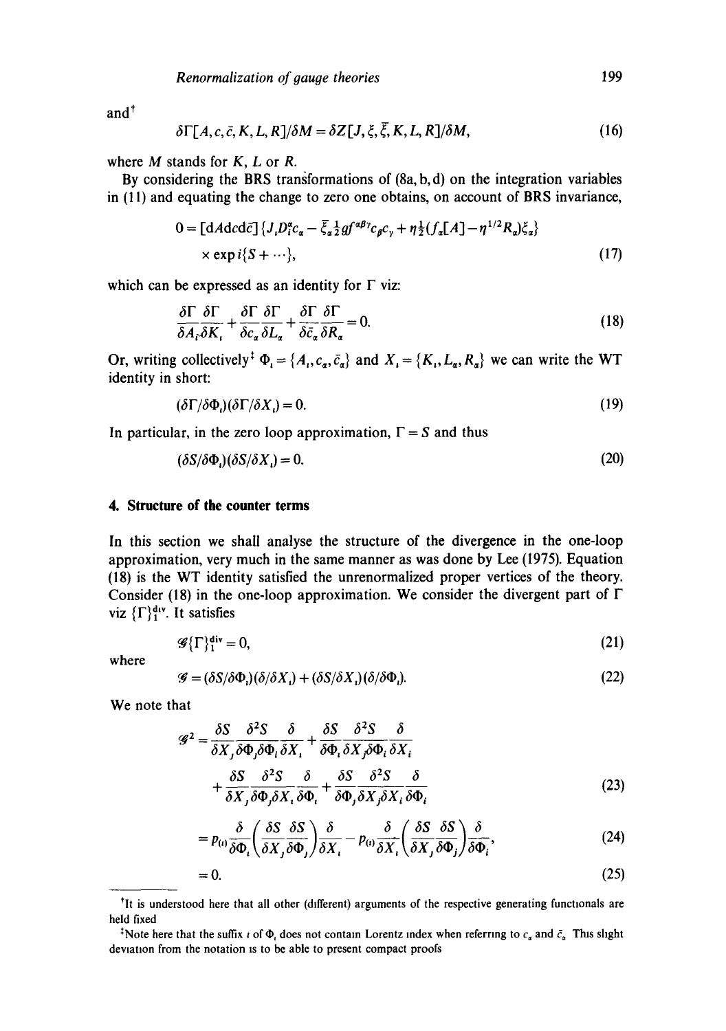and[†]

$$\delta\Gamma[A, c, \bar{c}, K, L, R]/\delta M = \delta Z[J, \xi, \bar{\xi}, K, L, R]/\delta M, \tag{16}$$

where $M$ stands for $K$, $L$ or $R$.

By considering the BRS transformations of (8a, b, d) on the integration variables in (11) and equating the change to zero one obtains, on account of BRS invariance,

$$0 = [\mathrm{d}A\mathrm{d}c\mathrm{d}\bar{c}]\{J_i D_i^\alpha c_\alpha - \bar{\xi}_\alpha \tfrac{1}{2} g f^{\alpha\beta\gamma} c_\beta c_\gamma + \eta \tfrac{1}{2}(f_\alpha[A] - \eta^{1/2} R_\alpha)\xi_\alpha\} \\ \times \exp i\{S + \cdots\}, \tag{17}$$

which can be expressed as an identity for $\Gamma$ viz:

$$\frac{\delta\Gamma}{\delta A_i}\frac{\delta\Gamma}{\delta K_i} + \frac{\delta\Gamma}{\delta c_\alpha}\frac{\delta\Gamma}{\delta L_\alpha} + \frac{\delta\Gamma}{\delta \bar{c}_\alpha}\frac{\delta\Gamma}{\delta R_\alpha} = 0. \tag{18}$$

Or, writing collectively[‡] $\Phi_i = \{A_i, c_\alpha, \bar{c}_\alpha\}$ and $X_i = \{K_i, L_\alpha, R_\alpha\}$ we can write the WT identity in short:

$$(\delta\Gamma/\delta\Phi_i)(\delta\Gamma/\delta X_i) = 0. \tag{19}$$

In particular, in the zero loop approximation, $\Gamma = S$ and thus

$$(\delta S/\delta\Phi_i)(\delta S/\delta X_i) = 0. \tag{20}$$

## 4. Structure of the counter terms

In this section we shall analyse the structure of the divergence in the one-loop approximation, very much in the same manner as was done by Lee (1975). Equation (18) is the WT identity satisfied the unrenormalized proper vertices of the theory. Consider (18) in the one-loop approximation. We consider the divergent part of $\Gamma$ viz $\{\Gamma\}_1^{\text{div}}$. It satisfies

$$\mathscr{G}\{\Gamma\}_1^{\text{div}} = 0, \tag{21}$$

where

$$\mathscr{G} = (\delta S/\delta\Phi_i)(\delta/\delta X_i) + (\delta S/\delta X_i)(\delta/\delta\Phi_i). \tag{22}$$

We note that

$$\mathscr{G}^2 = \frac{\delta S}{\delta X_j}\frac{\delta^2 S}{\delta\Phi_j\delta\Phi_i}\frac{\delta}{\delta X_i} + \frac{\delta S}{\delta\Phi_i}\frac{\delta^2 S}{\delta X_j\delta\Phi_i}\frac{\delta}{\delta X_i} \\ + \frac{\delta S}{\delta X_j}\frac{\delta^2 S}{\delta\Phi_j\delta X_i}\frac{\delta}{\delta\Phi_i} + \frac{\delta S}{\delta\Phi_j}\frac{\delta^2 S}{\delta X_j\delta X_i}\frac{\delta}{\delta\Phi_i} \tag{23}$$

$$= p_{(i)}\frac{\delta}{\delta\Phi_i}\left(\frac{\delta S}{\delta X_j}\frac{\delta S}{\delta\Phi_j}\right)\frac{\delta}{\delta X_i} - p_{(i)}\frac{\delta}{\delta X_i}\left(\frac{\delta S}{\delta X_j}\frac{\delta S}{\delta\Phi_j}\right)\frac{\delta}{\delta\Phi_i}, \tag{24}$$

$$= 0. \tag{25}$$

---

[†]It is understood here that all other (different) arguments of the respective generating functionals are held fixed

[‡]Note here that the suffix $i$ of $\Phi_i$ does not contain Lorentz index when referring to $c_\alpha$ and $\bar{c}_\alpha$. This slight deviation from the notation is to be able to present compact proofs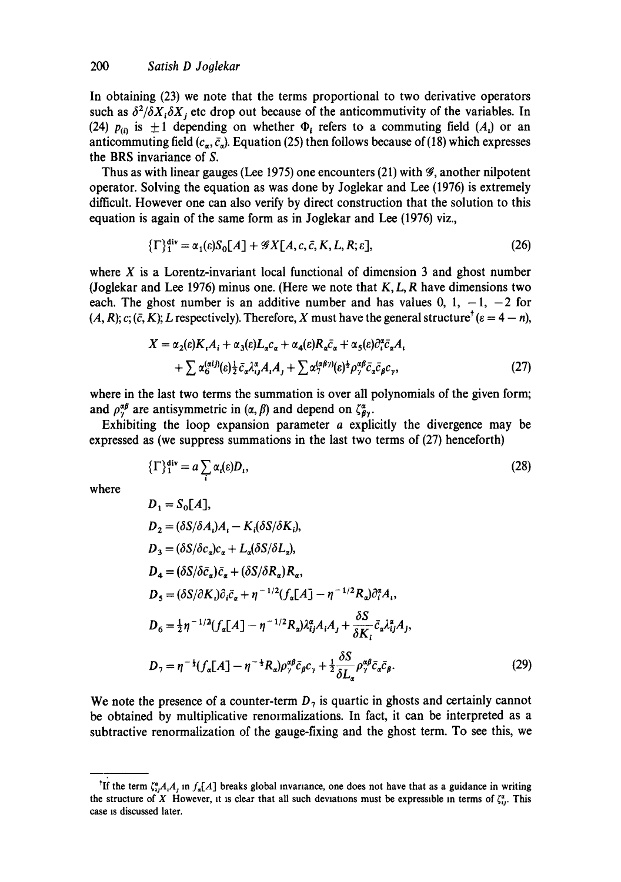In obtaining (23) we note that the terms proportional to two derivative operators such as $\delta^2/\delta X_i \delta X_j$ etc drop out because of the anticommutivity of the variables. In (24) $p_{(i)}$ is $\pm 1$ depending on whether $\Phi_i$ refers to a commuting field ($A_i$) or an anticommuting field ($c_\alpha, \bar{c}_\alpha$). Equation (25) then follows because of (18) which expresses the BRS invariance of $S$.

Thus as with linear gauges (Lee 1975) one encounters (21) with $\mathscr{G}$, another nilpotent operator. Solving the equation as was done by Joglekar and Lee (1976) is extremely difficult. However one can also verify by direct construction that the solution to this equation is again of the same form as in Joglekar and Lee (1976) viz.,

$$\{\Gamma\}_1^{\text{div}} = \alpha_1(\varepsilon) S_0[A] + \mathscr{G} X[A, c, \bar{c}, K, L, R; \varepsilon], \tag{26}$$

where $X$ is a Lorentz-invariant local functional of dimension 3 and ghost number (Joglekar and Lee 1976) minus one. (Here we note that $K, L, R$ have dimensions two each. The ghost number is an additive number and has values 0, 1, $-1$, $-2$ for $(A, R)$; $c$; $(\bar{c}, K)$; $L$ respectively). Therefore, $X$ must have the general structure[†] ($\varepsilon = 4 - n$),

$$\begin{aligned} X = {} & \alpha_2(\varepsilon) K_i A_i + \alpha_3(\varepsilon) L_\alpha c_\alpha + \alpha_4(\varepsilon) R_\alpha \bar{c}_\alpha + \alpha_5(\varepsilon) \partial_i^\alpha \bar{c}_\alpha A_i \\ & + \sum \alpha_6^{(\alpha i j)}(\varepsilon) \tfrac{1}{2} \bar{c}_\alpha \lambda_{ij}^\alpha A_i A_j + \sum \alpha_7^{(\alpha \beta \gamma)}(\varepsilon) \tfrac{1}{2} \rho_\gamma^{\alpha\beta} \bar{c}_\alpha \bar{c}_\beta c_\gamma, \end{aligned} \tag{27}$$

where in the last two terms the summation is over all polynomials of the given form; and $\rho_\gamma^{\alpha\beta}$ are antisymmetric in $(\alpha, \beta)$ and depend on $\zeta_{\beta\gamma}^\alpha$.

Exhibiting the loop expansion parameter $a$ explicitly the divergence may be expressed as (we suppress summations in the last two terms of (27) henceforth)

$$\{\Gamma\}_1^{\text{div}} = a \sum_i \alpha_i(\varepsilon) D_i, \tag{28}$$

where

$$\begin{aligned} D_1 &= S_0[A], \\ D_2 &= (\delta S/\delta A_i) A_i - K_i(\delta S/\delta K_i), \\ D_3 &= (\delta S/\delta c_\alpha) c_\alpha + L_\alpha(\delta S/\delta L_\alpha), \\ D_4 &= (\delta S/\delta \bar{c}_\alpha) \bar{c}_\alpha + (\delta S/\delta R_\alpha) R_\alpha, \\ D_5 &= (\delta S/\partial K_i) \partial_i \bar{c}_\alpha + \eta^{-1/2}(f_\alpha[A] - \eta^{-1/2} R_\alpha) \partial_i^\alpha A_i, \\ D_6 &= \tfrac{1}{2}\eta^{-1/2}(f_\alpha[A] - \eta^{-1/2} R_\alpha) \lambda_{ij}^\alpha A_i A_j + \frac{\delta S}{\delta K_i} \bar{c}_\alpha \lambda_{ij}^\alpha A_j, \\ D_7 &= \eta^{-\frac{1}{2}}(f_\alpha[A] - \eta^{-\frac{1}{2}} R_\alpha) \rho_\gamma^{\alpha\beta} \bar{c}_\beta c_\gamma + \tfrac{1}{2} \frac{\delta S}{\delta L_\alpha} \rho_\gamma^{\alpha\beta} \bar{c}_\alpha \bar{c}_\beta. \end{aligned} \tag{29}$$

We note the presence of a counter-term $D_7$ is quartic in ghosts and certainly cannot be obtained by multiplicative renormalizations. In fact, it can be interpreted as a subtractive renormalization of the gauge-fixing and the ghost term. To see this, we

---

[†]If the term $\zeta_{ij}^\alpha A_i A_j$ in $f_\alpha[A]$ breaks global invariance, one does not have that as a guidance in writing the structure of $X$. However, it is clear that all such deviations must be expressible in terms of $\zeta_{ij}^\alpha$. This case is discussed later.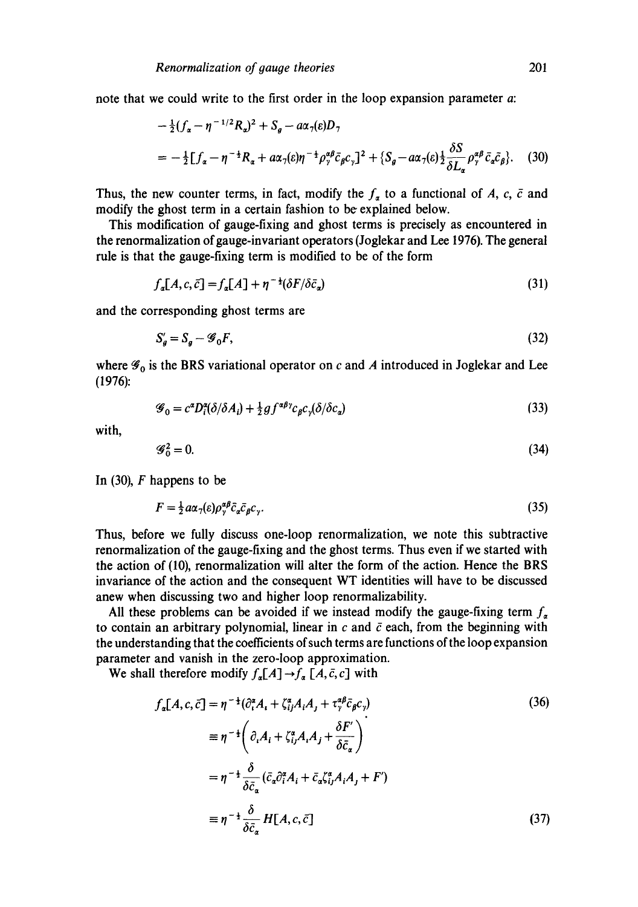note that we could write to the first order in the loop expansion parameter $a$:

$$-\tfrac{1}{2}(f_\alpha - \eta^{-1/2}R_\alpha)^2 + S_g - a\alpha_7(\varepsilon)D_7$$

$$= -\tfrac{1}{2}[f_\alpha - \eta^{-\frac{1}{2}}R_\alpha + a\alpha_7(\varepsilon)\eta^{-\frac{1}{2}}\rho_\gamma^{\alpha\beta}\bar{c}_\beta c_\gamma]^2 + \{S_g - a\alpha_7(\varepsilon)\tfrac{1}{2}\frac{\delta S}{\delta L_\alpha}\rho_\gamma^{\alpha\beta}\bar{c}_\alpha\bar{c}_\beta\}. \quad (30)$$

Thus, the new counter terms, in fact, modify the $f_\alpha$ to a functional of $A$, $c$, $\bar{c}$ and modify the ghost term in a certain fashion to be explained below.

This modification of gauge-fixing and ghost terms is precisely as encountered in the renormalization of gauge-invariant operators (Joglekar and Lee 1976). The general rule is that the gauge-fixing term is modified to be of the form

$$f_\alpha[A, c, \bar{c}] = f_\alpha[A] + \eta^{-\frac{1}{2}}(\delta F/\delta\bar{c}_\alpha) \quad (31)$$

and the corresponding ghost terms are

$$S_g' = S_g - \mathscr{G}_0 F, \quad (32)$$

where $\mathscr{G}_0$ is the BRS variational operator on $c$ and $A$ introduced in Joglekar and Lee (1976):

$$\mathscr{G}_0 = c^\alpha D_i^\alpha(\delta/\delta A_i) + \tfrac{1}{2}g f^{\alpha\beta\gamma}c_\beta c_\gamma(\delta/\delta c_\alpha) \quad (33)$$

with,

$$\mathscr{G}_0^2 = 0. \quad (34)$$

In (30), $F$ happens to be

$$F = \tfrac{1}{2}a\alpha_7(\varepsilon)\rho_\gamma^{\alpha\beta}\bar{c}_\alpha\bar{c}_\beta c_\gamma. \quad (35)$$

Thus, before we fully discuss one-loop renormalization, we note this subtractive renormalization of the gauge-fixing and the ghost terms. Thus even if we started with the action of (10), renormalization will alter the form of the action. Hence the BRS invariance of the action and the consequent WT identities will have to be discussed anew when discussing two and higher loop renormalizability.

All these problems can be avoided if we instead modify the gauge-fixing term $f_\alpha$ to contain an arbitrary polynomial, linear in $c$ and $\bar{c}$ each, from the beginning with the understanding that the coefficients of such terms are functions of the loop expansion parameter and vanish in the zero-loop approximation.

We shall therefore modify $f_\alpha[A] \to f_\alpha[A, \bar{c}, c]$ with

$$f_\alpha[A, c, \bar{c}] = \eta^{-\frac{1}{2}}(\partial_i^\alpha A_i + \zeta_{ij}^\alpha A_i A_j + \tau_\gamma^{\alpha\beta}\bar{c}_\beta c_\gamma) \quad (36)$$

$$\equiv \eta^{-\frac{1}{2}}\left(\partial_i A_i + \zeta_{ij}^\alpha A_i A_j + \frac{\delta F'}{\delta\bar{c}_\alpha}\right)$$

$$= \eta^{-\frac{1}{2}}\frac{\delta}{\delta\bar{c}_\alpha}(\bar{c}_\alpha\partial_i^\alpha A_i + \bar{c}_\alpha\zeta_{ij}^\alpha A_i A_j + F')$$

$$\equiv \eta^{-\frac{1}{2}}\frac{\delta}{\delta\bar{c}_\alpha}H[A, c, \bar{c}] \quad (37)$$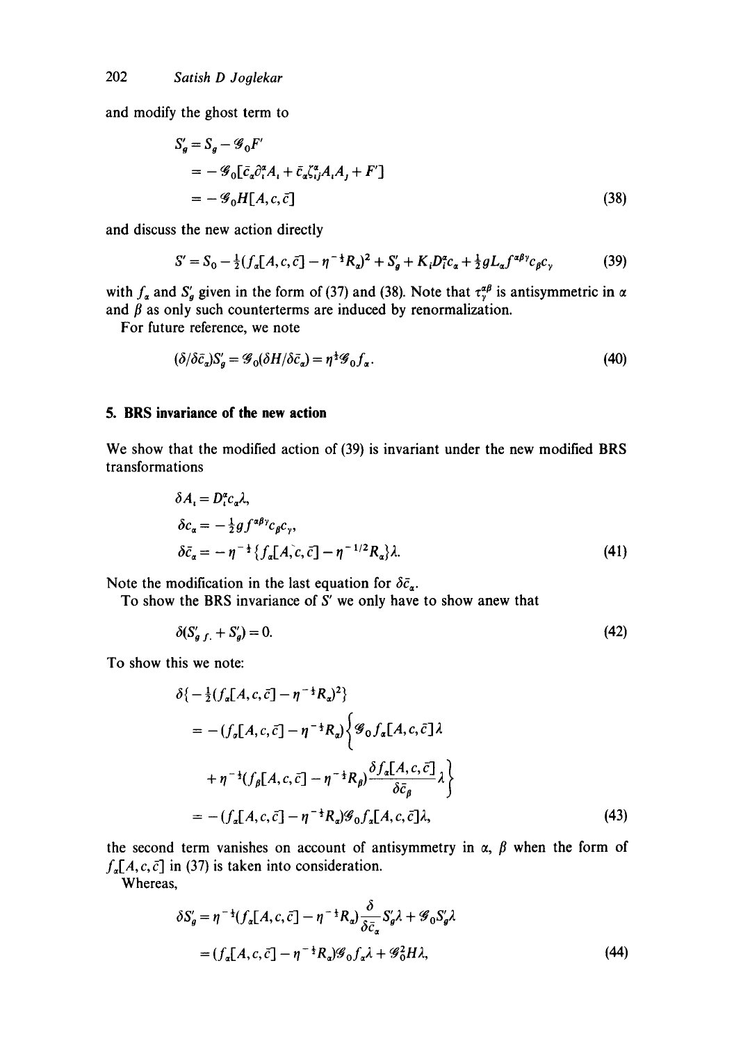and modify the ghost term to

$$
\begin{aligned}
S'_g &= S_g - \mathscr{G}_0 F' \\
&= -\mathscr{G}_0[\bar{c}_\alpha \partial^\alpha_i A_i + \bar{c}_\alpha \zeta^\alpha_{ij} A_i A_j + F'] \\
&= -\mathscr{G}_0 H[A, c, \bar{c}]
\end{aligned}
\tag{38}
$$

and discuss the new action directly

$$
S' = S_0 - \tfrac{1}{2}(f_\alpha[A, c, \bar{c}] - \eta^{-\frac{1}{2}} R_\alpha)^2 + S'_g + K_i D^\alpha_i c_\alpha + \tfrac{1}{2} g L_\alpha f^{\alpha\beta\gamma} c_\beta c_\gamma
\tag{39}
$$

with $f_\alpha$ and $S'_g$ given in the form of (37) and (38). Note that $\tau^{\alpha\beta}_\gamma$ is antisymmetric in $\alpha$ and $\beta$ as only such counterterms are induced by renormalization.

For future reference, we note

$$
(\delta/\delta\bar{c}_\alpha) S'_g = \mathscr{G}_0(\delta H/\delta \bar{c}_\alpha) = \eta^{\frac{1}{2}} \mathscr{G}_0 f_\alpha.
\tag{40}
$$

## 5. BRS invariance of the new action

We show that the modified action of (39) is invariant under the new modified BRS transformations

$$
\begin{aligned}
\delta A_i &= D^\alpha_i c_\alpha \lambda, \\
\delta c_\alpha &= -\tfrac{1}{2} g f^{\alpha\beta\gamma} c_\beta c_\gamma, \\
\delta \bar{c}_\alpha &= -\eta^{-\frac{1}{2}} \{ f_\alpha[A, c, \bar{c}] - \eta^{-1/2} R_\alpha \} \lambda.
\end{aligned}
\tag{41}
$$

Note the modification in the last equation for $\delta \bar{c}_\alpha$.

To show the BRS invariance of $S'$ we only have to show anew that

$$
\delta(S'_{g.f.} + S'_g) = 0.
\tag{42}
$$

To show this we note:

$$
\begin{aligned}
&\delta\{-\tfrac{1}{2}(f_\alpha[A, c, \bar{c}] - \eta^{-\frac{1}{2}} R_\alpha)^2\} \\
&= -(f_\alpha[A, c, \bar{c}] - \eta^{-\frac{1}{2}} R_\alpha) \Big\{ \mathscr{G}_0 f_\alpha[A, c, \bar{c}] \lambda \\
&\quad + \eta^{-\frac{1}{2}} (f_\beta[A, c, \bar{c}] - \eta^{-\frac{1}{2}} R_\beta) \frac{\delta f_\alpha[A, c, \bar{c}]}{\delta \bar{c}_\beta} \lambda \Big\} \\
&= -(f_\alpha[A, c, \bar{c}] - \eta^{-\frac{1}{2}} R_\alpha) \mathscr{G}_0 f_\alpha[A, c, \bar{c}] \lambda,
\end{aligned}
\tag{43}
$$

the second term vanishes on account of antisymmetry in $\alpha$, $\beta$ when the form of $f_\alpha[A, c, \bar{c}]$ in (37) is taken into consideration.

Whereas,

$$
\begin{aligned}
\delta S'_g &= \eta^{-\frac{1}{2}} (f_\alpha[A, c, \bar{c}] - \eta^{-\frac{1}{2}} R_\alpha) \frac{\delta}{\delta \bar{c}_\alpha} S'_g \lambda + \mathscr{G}_0 S'_g \lambda \\
&= (f_\alpha[A, c, \bar{c}] - \eta^{-\frac{1}{2}} R_\alpha) \mathscr{G}_0 f_\alpha \lambda + \mathscr{G}_0^2 H \lambda,
\end{aligned}
\tag{44}
$$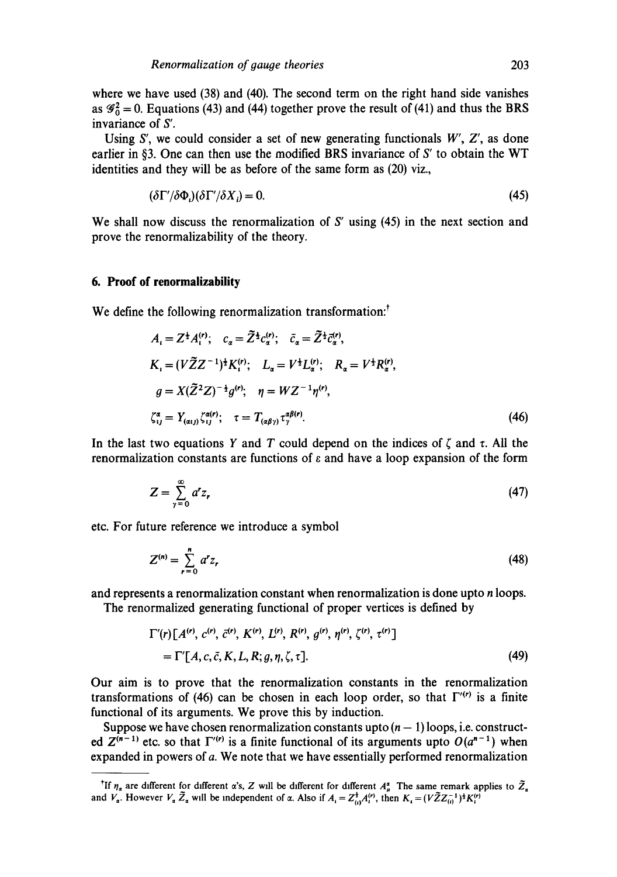where we have used (38) and (40). The second term on the right hand side vanishes as $\mathscr{G}_0^2 = 0$. Equations (43) and (44) together prove the result of (41) and thus the BRS invariance of $S'$.

Using $S'$, we could consider a set of new generating functionals $W'$, $Z'$, as done earlier in §3. One can then use the modified BRS invariance of $S'$ to obtain the WT identities and they will be as before of the same form as (20) viz.,

$$(\delta\Gamma'/\delta\Phi_i)(\delta\Gamma'/\delta X_i) = 0. \tag{45}$$

We shall now discuss the renormalization of $S'$ using (45) in the next section and prove the renormalizability of the theory.

## 6. Proof of renormalizability

We define the following renormalization transformation:[†]

$$\begin{aligned}
&A_i = Z^{\frac{1}{2}} A_i^{(r)}; \quad c_\alpha = \tilde{Z}^{\frac{1}{2}} c_\alpha^{(r)}; \quad \bar{c}_\alpha = \tilde{Z}^{\frac{1}{2}} \bar{c}_\alpha^{(r)},\\
&K_i = (V\tilde{Z}Z^{-1})^{\frac{1}{2}} K_i^{(r)}; \quad L_\alpha = V^{\frac{1}{2}} L_\alpha^{(r)}; \quad R_\alpha = V^{\frac{1}{2}} R_\alpha^{(r)},\\
&g = X(\tilde{Z}^2 Z)^{-\frac{1}{2}} g^{(r)}; \quad \eta = W Z^{-1} \eta^{(r)},\\
&\zeta_{ij}^\alpha = Y_{(\alpha ij)} \zeta_{ij}^{\alpha(r)}; \quad \tau = T_{(\alpha\beta\gamma)} \tau_\gamma^{\alpha\beta(r)}.
\end{aligned} \tag{46}$$

In the last two equations $Y$ and $T$ could depend on the indices of $\zeta$ and $\tau$. All the renormalization constants are functions of $\varepsilon$ and have a loop expansion of the form

$$Z = \sum_{\gamma=0}^{\infty} a^r z_r \tag{47}$$

etc. For future reference we introduce a symbol

$$Z^{(n)} = \sum_{r=0}^{n} a^r z_r \tag{48}$$

and represents a renormalization constant when renormalization is done upto $n$ loops.

The renormalized generating functional of proper vertices is defined by

$$\begin{aligned}
&\Gamma'(r)[A^{(r)}, c^{(r)}, \bar{c}^{(r)}, K^{(r)}, L^{(r)}, R^{(r)}, g^{(r)}, \eta^{(r)}, \zeta^{(r)}, \tau^{(r)}]\\
&\quad = \Gamma'[A, c, \bar{c}, K, L, R; g, \eta, \zeta, \tau].
\end{aligned} \tag{49}$$

Our aim is to prove that the renormalization constants in the renormalization transformations of (46) can be chosen in each loop order, so that $\Gamma'^{(r)}$ is a finite functional of its arguments. We prove this by induction.

Suppose we have chosen renormalization constants upto $(n-1)$ loops, i.e. constructed $Z^{(n-1)}$ etc. so that $\Gamma'^{(r)}$ is a finite functional of its arguments upto $O(a^{n-1})$ when expanded in powers of $a$. We note that we have essentially performed renormalization

---

[†]If $\eta_\alpha$ are different for different $\alpha$'s, $Z$ will be different for different $A_\mu^\alpha$. The same remark applies to $\tilde{Z}_\alpha$ and $V_\alpha$. However $V_\alpha \tilde{Z}_\alpha$ will be independent of $\alpha$. Also if $A_i = Z_{(i)}^{\frac{1}{2}} A_i^{(r)}$, then $K_i = (V\tilde{Z}Z_{(i)}^{-1})^{\frac{1}{2}} K_i^{(r)}$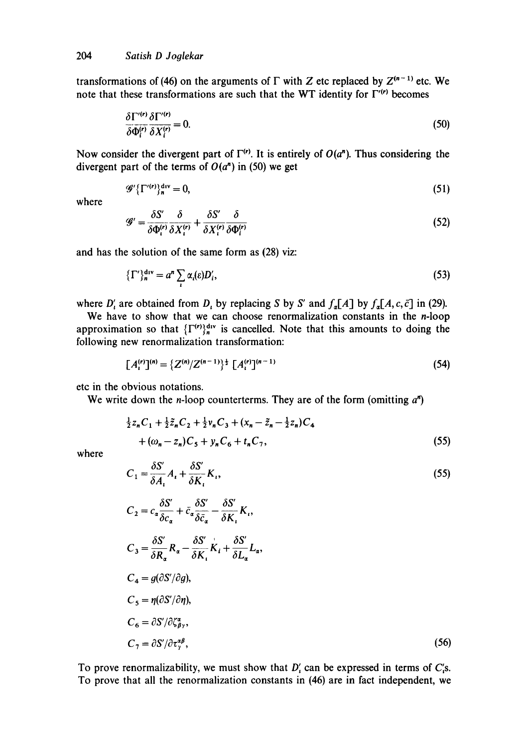transformations of (46) on the arguments of $\Gamma$ with $Z$ etc replaced by $Z^{(n-1)}$ etc. We note that these transformations are such that the WT identity for $\Gamma'^{(r)}$ becomes

$$\frac{\delta \Gamma'^{(r)}}{\delta \Phi_i^{(r)}} \frac{\delta \Gamma'^{(r)}}{\delta X_i^{(r)}} = 0. \tag{50}$$

Now consider the divergent part of $\Gamma^{(r)}$. It is entirely of $O(a^n)$. Thus considering the divergent part of the terms of $O(a^n)$ in (50) we get

$$\mathscr{G}'\{\Gamma'^{(r)}\}_n^{\mathrm{div}} = 0, \tag{51}$$

where

$$\mathscr{G}' = \frac{\delta S'}{\delta \Phi_i^{(r)}} \frac{\delta}{\delta X_i^{(r)}} + \frac{\delta S'}{\delta X_i^{(r)}} \frac{\delta}{\delta \Phi_i^{(r)}} \tag{52}$$

and has the solution of the same form as (28) viz:

$$\{\Gamma'\}_n^{\mathrm{div}} = a^n \sum_i \alpha_i(\varepsilon) D_i', \tag{53}$$

where $D_i'$ are obtained from $D_i$ by replacing $S$ by $S'$ and $f_\alpha[A]$ by $f_\alpha[A, c, \bar{c}]$ in (29).

We have to show that we can choose renormalization constants in the $n$-loop approximation so that $\{\Gamma^{(r)}\}_n^{\mathrm{div}}$ is cancelled. Note that this amounts to doing the following new renormalization transformation:

$$[A_i^{(r)}]^{(n)} = \{Z^{(n)}/Z^{(n-1)}\}^{\frac{1}{2}} [A_i^{(r)}]^{(n-1)} \tag{54}$$

etc in the obvious notations.

We write down the $n$-loop counterterms. They are of the form (omitting $a^n$)

$$\tfrac{1}{2} z_n C_1 + \tfrac{1}{2} \tilde{z}_n C_2 + \tfrac{1}{2} v_n C_3 + (x_n - \tilde{z}_n - \tfrac{1}{2} z_n) C_4 + (\omega_n - z_n) C_5 + y_n C_6 + t_n C_7, \tag{55}$$

where

$$C_1 = \frac{\delta S'}{\delta A_i} A_i + \frac{\delta S'}{\delta K_i} K_i, \tag{55}$$

$$C_2 = c_\alpha \frac{\delta S'}{\delta c_\alpha} + \bar{c}_\alpha \frac{\delta S'}{\delta \bar{c}_\alpha} - \frac{\delta S'}{\delta K_i} K_i,$$

$$C_3 = \frac{\delta S'}{\delta R_\alpha} R_\alpha - \frac{\delta S'}{\delta K_i} K_i + \frac{\delta S'}{\delta L_\alpha} L_\alpha,$$

$$C_4 = g(\partial S'/\partial g),$$

$$C_5 = \eta(\partial S'/\partial \eta),$$

$$C_6 = \partial S'/\partial \zeta_{\beta\gamma}^\alpha,$$

$$C_7 = \partial S'/\partial \tau_\gamma^{\alpha\beta}, \tag{56}$$

To prove renormalizability, we must show that $D_i'$ can be expressed in terms of $C_i$'s. To prove that all the renormalization constants in (46) are in fact independent, we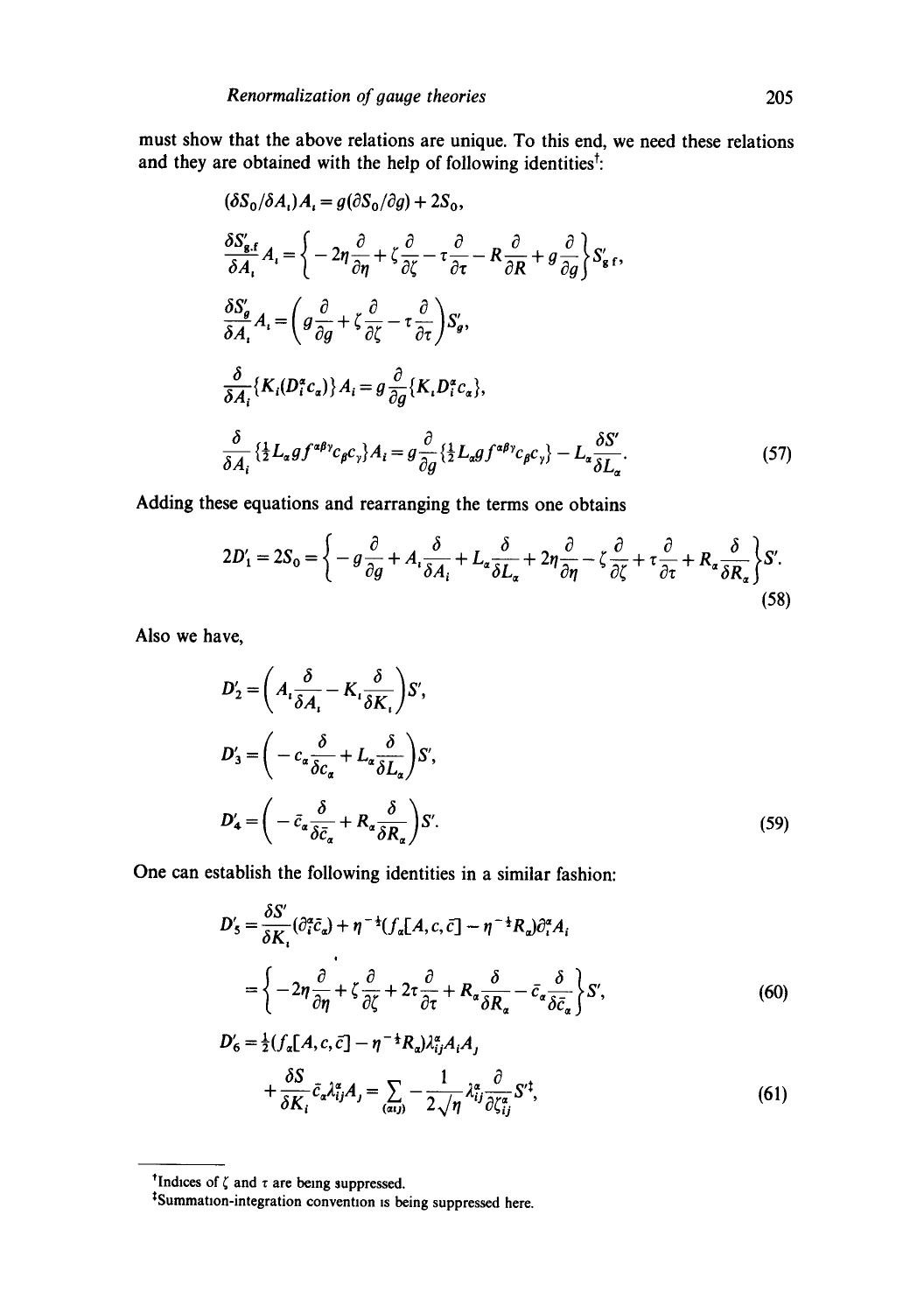must show that the above relations are unique. To this end, we need these relations and they are obtained with the help of following identities[†]:

$$(\delta S_0/\delta A_i)A_i = g(\partial S_0/\partial g) + 2S_0,$$

$$\frac{\delta S'_{g.f}}{\delta A_i}A_i = \left\{ -2\eta\frac{\partial}{\partial \eta} + \zeta\frac{\partial}{\partial \zeta} - \tau\frac{\partial}{\partial \tau} - R\frac{\partial}{\partial R} + g\frac{\partial}{\partial g} \right\} S'_{g f},$$

$$\frac{\delta S'_g}{\delta A_i}A_i = \left( g\frac{\partial}{\partial g} + \zeta\frac{\partial}{\partial \zeta} - \tau\frac{\partial}{\partial \tau} \right) S'_g,$$

$$\frac{\delta}{\delta A_i}\{K_i(D^\alpha_i c_\alpha)\}A_i = g\frac{\partial}{\partial g}\{K_i D^\alpha_i c_\alpha\},$$

$$\frac{\delta}{\delta A_i}\{\tfrac{1}{2}L_\alpha g f^{\alpha\beta\gamma}c_\beta c_\gamma\}A_i = g\frac{\partial}{\partial g}\{\tfrac{1}{2}L_\alpha g f^{\alpha\beta\gamma}c_\beta c_\gamma\} - L_\alpha\frac{\delta S'}{\delta L_\alpha}. \tag{57}$$

Adding these equations and rearranging the terms one obtains

$$2D'_1 = 2S_0 = \left\{ -g\frac{\partial}{\partial g} + A_i\frac{\delta}{\delta A_i} + L_\alpha\frac{\delta}{\delta L_\alpha} + 2\eta\frac{\partial}{\partial \eta} - \zeta\frac{\partial}{\partial \zeta} + \tau\frac{\partial}{\partial \tau} + R_\alpha\frac{\delta}{\delta R_\alpha} \right\} S'. \tag{58}$$

Also we have,

$$D'_2 = \left( A_i\frac{\delta}{\delta A_i} - K_i\frac{\delta}{\delta K_i} \right) S',$$

$$D'_3 = \left( -c_\alpha\frac{\delta}{\delta c_\alpha} + L_\alpha\frac{\delta}{\delta L_\alpha} \right) S',$$

$$D'_4 = \left( -\bar{c}_\alpha\frac{\delta}{\delta \bar{c}_\alpha} + R_\alpha\frac{\delta}{\delta R_\alpha} \right) S'. \tag{59}$$

One can establish the following identities in a similar fashion:

$$D'_5 = \frac{\delta S'}{\delta K_i}(\partial^\alpha_i \bar{c}_\alpha) + \eta^{-\frac{1}{2}}(f_\alpha[A, c, \bar{c}] - \eta^{-\frac{1}{2}}R_\alpha)\partial^\alpha_i A_i$$

$$= \left\{ -2\eta\frac{\partial}{\partial \eta} + \zeta\frac{\partial}{\partial \zeta} + 2\tau\frac{\partial}{\partial \tau} + R_\alpha\frac{\delta}{\delta R_\alpha} - \bar{c}_\alpha\frac{\delta}{\delta \bar{c}_\alpha} \right\} S', \tag{60}$$

$$D'_6 = \tfrac{1}{2}(f_\alpha[A, c, \bar{c}] - \eta^{-\frac{1}{2}}R_\alpha)\lambda^\alpha_{ij}A_i A_j$$

$$+ \frac{\delta S}{\delta K_i}\bar{c}_\alpha\lambda^\alpha_{ij}A_j = \sum_{(\alpha ij)} -\frac{1}{2\sqrt{\eta}}\lambda^\alpha_{ij}\frac{\partial}{\partial \zeta^\alpha_{ij}}S'^{\ddagger}, \tag{61}$$

---

[†] Indices of $\zeta$ and $\tau$ are being suppressed.

[‡] Summation-integration convention is being suppressed here.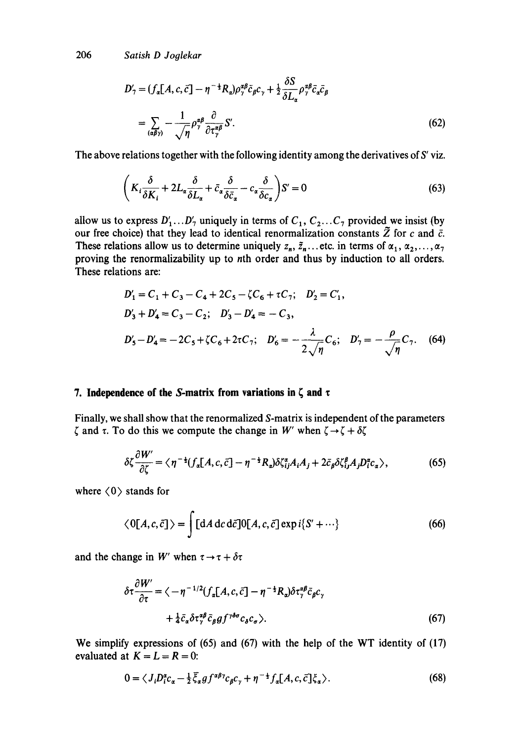$$D'_7 = (f_\alpha[A,c,\bar{c}] - \eta^{-\frac{1}{2}}R_\alpha)\rho_\gamma^{\alpha\beta}\bar{c}_\beta c_\gamma + \tfrac{1}{2}\frac{\delta S}{\delta L_\alpha}\rho_\gamma^{\alpha\beta}\bar{c}_\alpha\bar{c}_\beta$$

$$= \sum_{(\alpha\beta\gamma)} -\frac{1}{\sqrt{\eta}}\rho_\gamma^{\alpha\beta}\frac{\partial}{\partial\tau_\gamma^{\alpha\beta}}S'. \tag{62}$$

The above relations together with the following identity among the derivatives of $S'$ viz.

$$\left(K_i\frac{\delta}{\delta K_i} + 2L_\alpha\frac{\delta}{\delta L_\alpha} + \bar{c}_\alpha\frac{\delta}{\delta\bar{c}_\alpha} - c_\alpha\frac{\delta}{\delta c_\alpha}\right)S' = 0 \tag{63}$$

allow us to express $D'_1 \ldots D'_7$ uniquely in terms of $C_1, C_2 \ldots C_7$ provided we insist (by our free choice) that they lead to identical renormalization constants $\tilde{Z}$ for $c$ and $\bar{c}$. These relations allow us to determine uniquely $z_n, \tilde{z}_n \ldots$ etc. in terms of $\alpha_1, \alpha_2, \ldots, \alpha_7$ proving the renormalizability up to $n$th order and thus by induction to all orders. These relations are:

$$D'_1 = C_1 + C_3 - C_4 + 2C_5 - \zeta C_6 + \tau C_7; \quad D'_2 = C'_1,$$

$$D'_3 + D'_4 = C_3 - C_2; \quad D'_3 - D'_4 = -C_3,$$

$$D'_5 - D'_4 = -2C_5 + \zeta C_6 + 2\tau C_7; \quad D'_6 = -\frac{\lambda}{2\sqrt{\eta}}C_6; \quad D'_7 = -\frac{\rho}{\sqrt{\eta}}C_7. \tag{64}$$

## 7. Independence of the S-matrix from variations in $\zeta$ and $\tau$

Finally, we shall show that the renormalized S-matrix is independent of the parameters $\zeta$ and $\tau$. To do this we compute the change in $W'$ when $\zeta \to \zeta + \delta\zeta$

$$\delta\zeta\frac{\partial W'}{\partial\zeta} = \langle \eta^{-\frac{1}{2}}(f_\alpha[A,c,\bar{c}] - \eta^{-\frac{1}{2}}R_\alpha)\delta\zeta_{ij}^\alpha A_i A_j + 2\bar{c}_\beta\delta\zeta_{ij}^\beta A_j D_i^\alpha c_\alpha\rangle, \tag{65}$$

where $\langle 0 \rangle$ stands for

$$\langle 0[A,c,\bar{c}]\rangle = \int [\mathrm{d}A\,\mathrm{d}c\,\mathrm{d}\bar{c}]0[A,c,\bar{c}]\exp i\{S' + \cdots\} \tag{66}$$

and the change in $W'$ when $\tau \to \tau + \delta\tau$

$$\delta\tau\frac{\partial W'}{\partial\tau} = \langle -\eta^{-1/2}(f_\alpha[A,c,\bar{c}] - \eta^{-\frac{1}{2}}R_\alpha)\delta\tau_\gamma^{\alpha\beta}\bar{c}_\beta c_\gamma$$

$$+ \tfrac{1}{4}\bar{c}_\alpha\delta\tau_\gamma^{\alpha\beta}\bar{c}_\beta g f^{\gamma\delta\sigma}c_\delta c_\sigma\rangle. \tag{67}$$

We simplify expressions of (65) and (67) with the help of the WT identity of (17) evaluated at $K = L = R = 0$:

$$0 = \langle J_i D_i^\alpha c_\alpha - \tfrac{1}{2}\bar{\xi}_\alpha g f^{\alpha\beta\gamma}c_\beta c_\gamma + \eta^{-\frac{1}{2}}f_\alpha[A,c,\bar{c}]\xi_\alpha\rangle. \tag{68}$$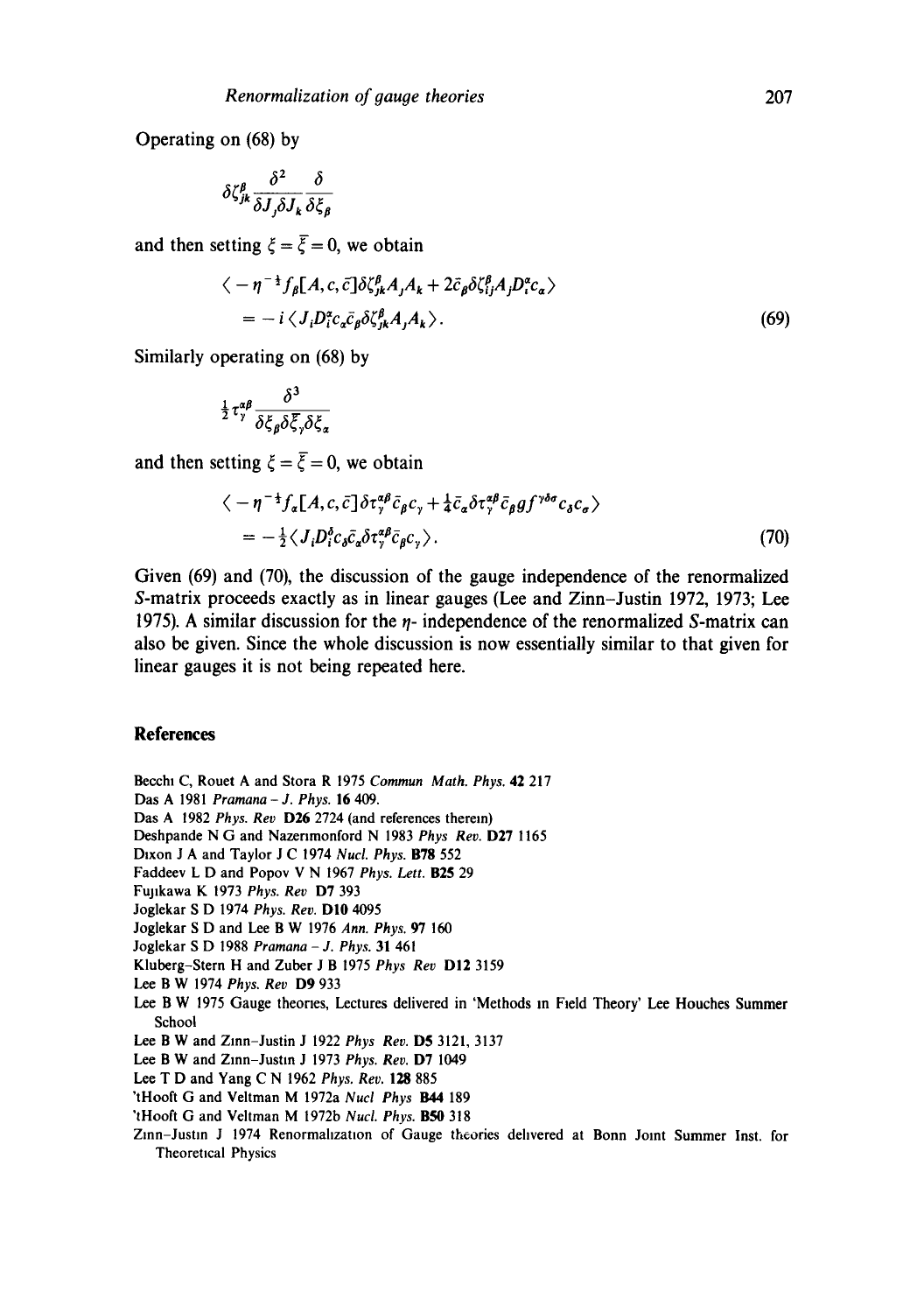Operating on (68) by

$$\delta\zeta^{\beta}_{jk}\frac{\delta^2}{\delta J_j \delta J_k}\frac{\delta}{\delta \xi_\beta}$$

and then setting $\xi = \bar{\xi} = 0$, we obtain

$$\begin{aligned}&\langle -\eta^{-\frac{1}{2}} f_\beta[A, c, \bar{c}]\delta\zeta^{\beta}_{jk}A_j A_k + 2\bar{c}_\beta \delta\zeta^{\beta}_{ij} A_j D^{\alpha}_i c_\alpha \rangle \\ &= -i\langle J_i D^{\alpha}_i c_\alpha \bar{c}_\beta \delta\zeta^{\beta}_{jk} A_j A_k \rangle.\end{aligned} \tag{69}$$

Similarly operating on (68) by

$$\tfrac{1}{2}\tau^{\alpha\beta}_{\gamma}\frac{\delta^3}{\delta \xi_\beta \delta \bar{\xi}_\gamma \delta \xi_\alpha}$$

and then setting $\xi = \bar{\xi} = 0$, we obtain

$$\begin{aligned}&\langle -\eta^{-\frac{1}{2}} f_\alpha[A, c, \bar{c}]\delta\tau^{\alpha\beta}_{\gamma}\bar{c}_\beta c_\gamma + \tfrac{1}{4}\bar{c}_\alpha \delta\tau^{\alpha\beta}_{\gamma}\bar{c}_\beta g f^{\gamma\delta\sigma} c_\delta c_\sigma \rangle \\ &= -\tfrac{1}{2}\langle J_i D^{\delta}_i c_\delta \bar{c}_\alpha \delta\tau^{\alpha\beta}_{\gamma}\bar{c}_\beta c_\gamma \rangle.\end{aligned} \tag{70}$$

Given (69) and (70), the discussion of the gauge independence of the renormalized $S$-matrix proceeds exactly as in linear gauges (Lee and Zinn-Justin 1972, 1973; Lee 1975). A similar discussion for the $\eta$- independence of the renormalized $S$-matrix can also be given. Since the whole discussion is now essentially similar to that given for linear gauges it is not being repeated here.

## References

Becchi C, Rouet A and Stora R 1975 *Commun Math. Phys.* **42** 217

Das A 1981 *Pramana – J. Phys.* **16** 409.

Das A 1982 *Phys. Rev* **D26** 2724 (and references therein)

Deshpande N G and Nazerimonford N 1983 *Phys Rev.* **D27** 1165

Dixon J A and Taylor J C 1974 *Nucl. Phys.* **B78** 552

Faddeev L D and Popov V N 1967 *Phys. Lett.* **B25** 29

Fujikawa K 1973 *Phys. Rev* **D7** 393

Joglekar S D 1974 *Phys. Rev.* **D10** 4095

Joglekar S D and Lee B W 1976 *Ann. Phys.* **97** 160

Joglekar S D 1988 *Pramana – J. Phys.* **31** 461

Kluberg-Stern H and Zuber J B 1975 *Phys Rev* **D12** 3159

Lee B W 1974 *Phys. Rev* **D9** 933

Lee B W 1975 Gauge theories, Lectures delivered in 'Methods in Field Theory' Lee Houches Summer School

Lee B W and Zinn-Justin J 1922 *Phys Rev.* **D5** 3121, 3137

Lee B W and Zinn-Justin J 1973 *Phys. Rev.* **D7** 1049

Lee T D and Yang C N 1962 *Phys. Rev.* **128** 885

'tHooft G and Veltman M 1972a *Nucl Phys* **B44** 189

'tHooft G and Veltman M 1972b *Nucl. Phys.* **B50** 318

Zinn-Justin J 1974 Renormalization of Gauge theories delivered at Bonn Joint Summer Inst. for Theoretical Physics